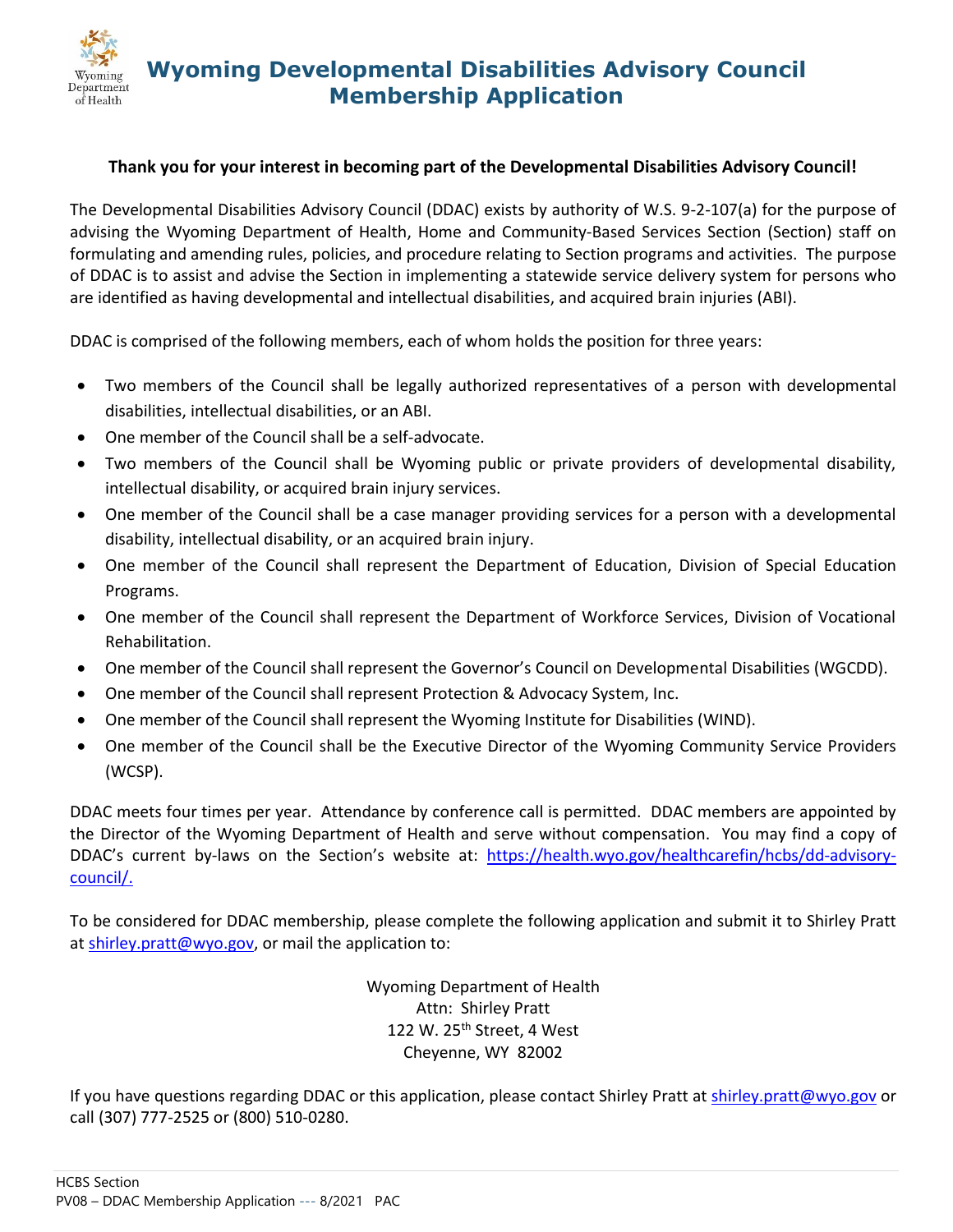# Wyoming Developmental Disabilities Advisory Council Membership Application

**Thank you for your interest in becoming part of the Developmental Disabilities Advisory Council!**

The Developmental Disabilities Advisory Council (DDAC) exists by authority of W.S. 9-2-107(a) for the purpose of advising the Wyoming Department of Health, Home and Community-Based Services Section (Section) staff on formulating and amending rules, policies, and procedure relating to Section programs and activities. The purpose of DDAC is to assist and advise the Section in implementing a statewide service delivery system for persons who are identified as having developmental and intellectual disabilities, and acquired brain injuries (ABI).

DDAC is comprised of the following members, each of whom holds the position for three years:

- Two members of the Council shall be legally authorized representatives of a person with developmental disabilities, intellectual disabilities, or an ABI.
- One member of the Council shall be a self-advocate.
- Two members of the Council shall be Wyoming public or private providers of developmental disability, intellectual disability, or acquired brain injury services.
- One member of the Council shall be a case manager providing services for a person with a developmental disability, intellectual disability, or an acquired brain injury.
- One member of the Council shall represent the Department of Education, Division of Special Education Programs.
- One member of the Council shall represent the Department of Workforce Services, Division of Vocational Rehabilitation.
- One member of the Council shall represent the Governor's Council on Developmental Disabilities (WGCDD).
- One member of the Council shall represent Protection & Advocacy System, Inc.
- One member of the Council shall represent the Wyoming Institute for Disabilities (WIND).
- One member of the Council shall be the Executive Director of the Wyoming Community Service Providers (WCSP).

DDAC meets four times per year. Attendance by conference call is permitted. DDAC members are appointed by the Director of the Wyoming Department of Health and serve without compensation. You may find a copy of DDAC's current by-laws on the Section's website at: https://health.wyo.gov/healthcarefin/hcbs/dd-advisory-council/.

To be considered for DDAC membership, please complete the following application and submit it to Shirley Pratt at shirley.pratt@wyo.gov, or mail the application to:

Wyoming Department of Health  
Attn: Shirley Pratt  
122 W. 25th Street, 4 West  
Cheyenne, WY 82002

If you have questions regarding DDAC or this application, please contact Shirley Pratt at shirley.pratt@wyo.gov or call (307) 777-2525 or (800) 510-0280.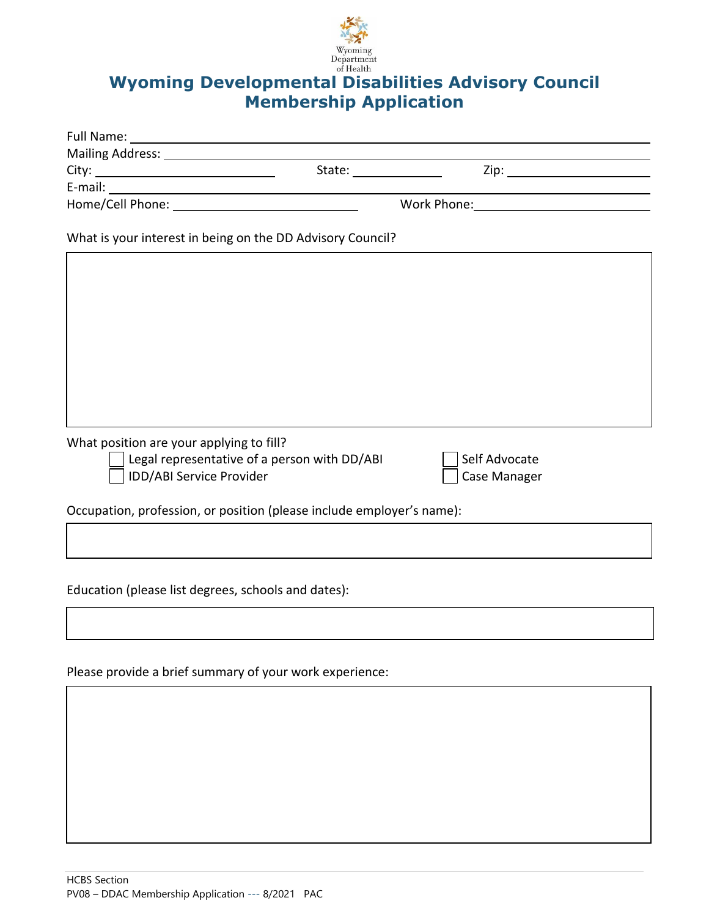Wyoming Department of Health

# Wyoming Developmental Disabilities Advisory Council Membership Application

Full Name: ___________________________________________

Mailing Address: ___________________________________________

City: ____________________ State: ____________ Zip: ____________________

E-mail: ___________________________________________

Home/Cell Phone: ____________________ Work Phone: ____________________

What is your interest in being on the DD Advisory Council?

What position are your applying to fill?

- [ ] Legal representative of a person with DD/ABI
- [ ] IDD/ABI Service Provider
- [ ] Self Advocate
- [ ] Case Manager

Occupation, profession, or position (please include employer's name):

Education (please list degrees, schools and dates):

Please provide a brief summary of your work experience:

HCBS Section
PV08 – DDAC Membership Application --- 8/2021 PAC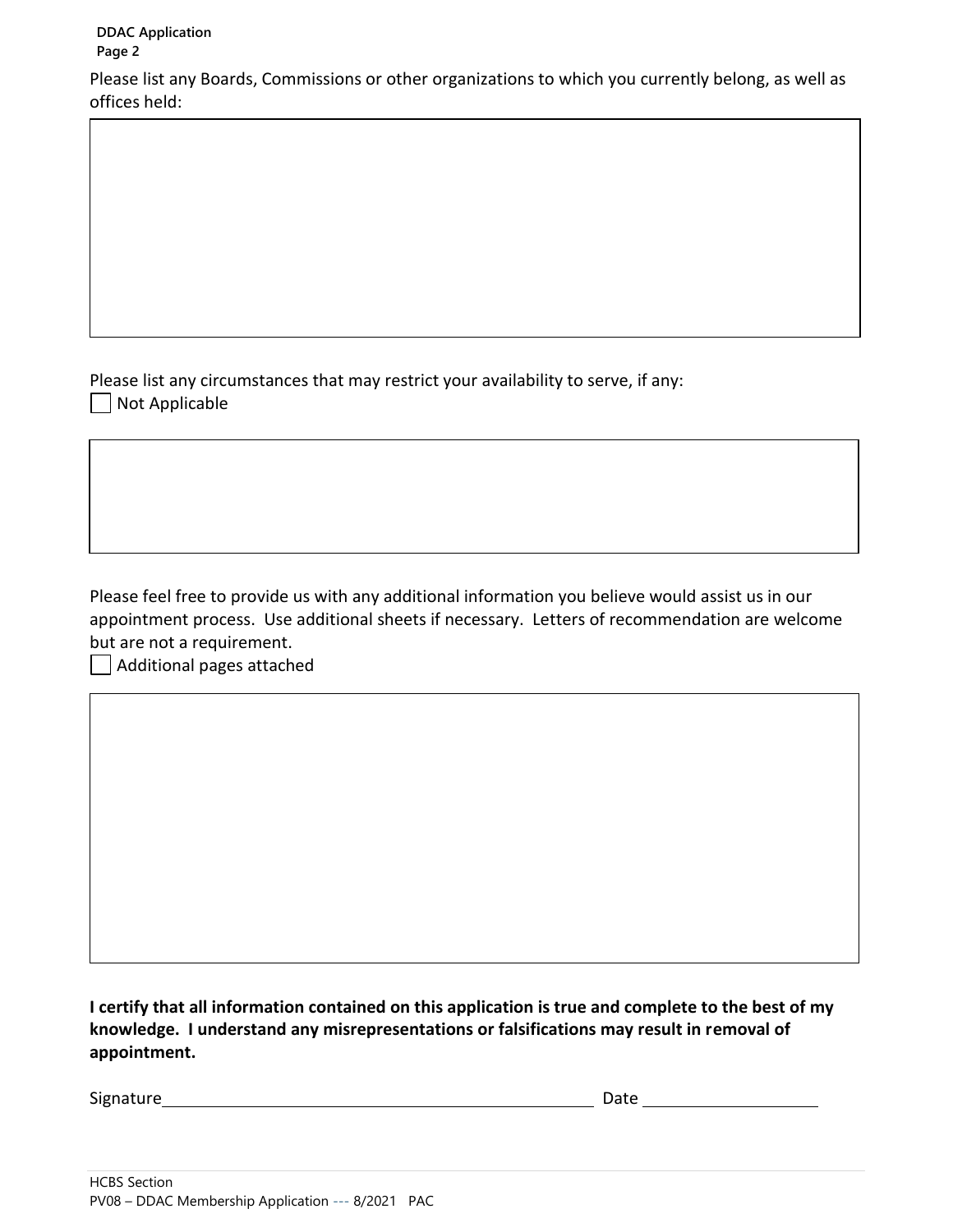Please list any Boards, Commissions or other organizations to which you currently belong, as well as offices held:

Please list any circumstances that may restrict your availability to serve, if any:

☐ Not Applicable

Please feel free to provide us with any additional information you believe would assist us in our appointment process. Use additional sheets if necessary. Letters of recommendation are welcome but are not a requirement.

☐ Additional pages attached

**I certify that all information contained on this application is true and complete to the best of my knowledge. I understand any misrepresentations or falsifications may result in removal of appointment.**

Signature\_\_\_\_\_\_\_\_\_\_\_\_\_\_\_\_\_\_\_\_\_\_\_\_\_\_\_\_\_\_\_\_\_\_\_\_\_\_\_\_ Date \_\_\_\_\_\_\_\_\_\_\_\_\_\_\_\_\_\_